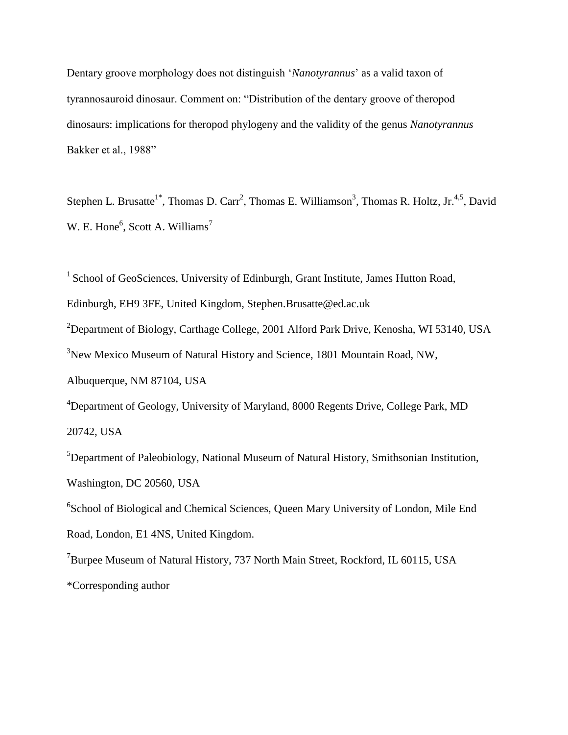# Dentary groove morphology does not distinguish '*Nanotyrannus*' as a valid taxon of tyrannosauroid dinosaur. Comment on: "Distribution of the dentary groove of theropod dinosaurs: implications for theropod phylogeny and the validity of the genus *Nanotyrannus* Bakker et al., 1988"

Stephen L. Brusatte[1*], Thomas D. Carr[2], Thomas E. Williamson[3], Thomas R. Holtz, Jr.[4,5], David W. E. Hone[6], Scott A. Williams[7]

[1] School of GeoSciences, University of Edinburgh, Grant Institute, James Hutton Road, Edinburgh, EH9 3FE, United Kingdom, Stephen.Brusatte@ed.ac.uk

[2] Department of Biology, Carthage College, 2001 Alford Park Drive, Kenosha, WI 53140, USA

[3] New Mexico Museum of Natural History and Science, 1801 Mountain Road, NW, Albuquerque, NM 87104, USA

[4] Department of Geology, University of Maryland, 8000 Regents Drive, College Park, MD 20742, USA

[5] Department of Paleobiology, National Museum of Natural History, Smithsonian Institution, Washington, DC 20560, USA

[6] School of Biological and Chemical Sciences, Queen Mary University of London, Mile End Road, London, E1 4NS, United Kingdom.

[7] Burpee Museum of Natural History, 737 North Main Street, Rockford, IL 60115, USA

*Corresponding author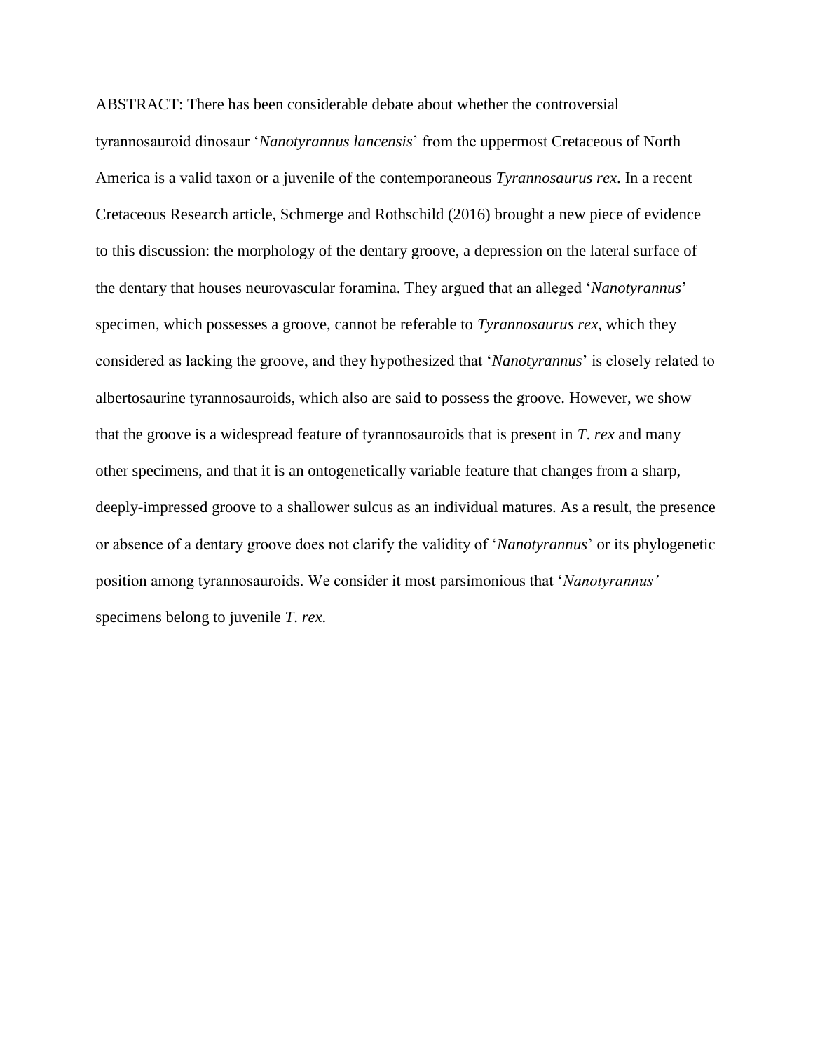ABSTRACT: There has been considerable debate about whether the controversial tyrannosauroid dinosaur '*Nanotyrannus lancensis*' from the uppermost Cretaceous of North America is a valid taxon or a juvenile of the contemporaneous *Tyrannosaurus rex*. In a recent Cretaceous Research article, Schmerge and Rothschild (2016) brought a new piece of evidence to this discussion: the morphology of the dentary groove, a depression on the lateral surface of the dentary that houses neurovascular foramina. They argued that an alleged '*Nanotyrannus*' specimen, which possesses a groove, cannot be referable to *Tyrannosaurus rex*, which they considered as lacking the groove, and they hypothesized that '*Nanotyrannus*' is closely related to albertosaurine tyrannosauroids, which also are said to possess the groove. However, we show that the groove is a widespread feature of tyrannosauroids that is present in *T. rex* and many other specimens, and that it is an ontogenetically variable feature that changes from a sharp, deeply-impressed groove to a shallower sulcus as an individual matures. As a result, the presence or absence of a dentary groove does not clarify the validity of '*Nanotyrannus*' or its phylogenetic position among tyrannosauroids. We consider it most parsimonious that '*Nanotyrannus'* specimens belong to juvenile *T. rex*.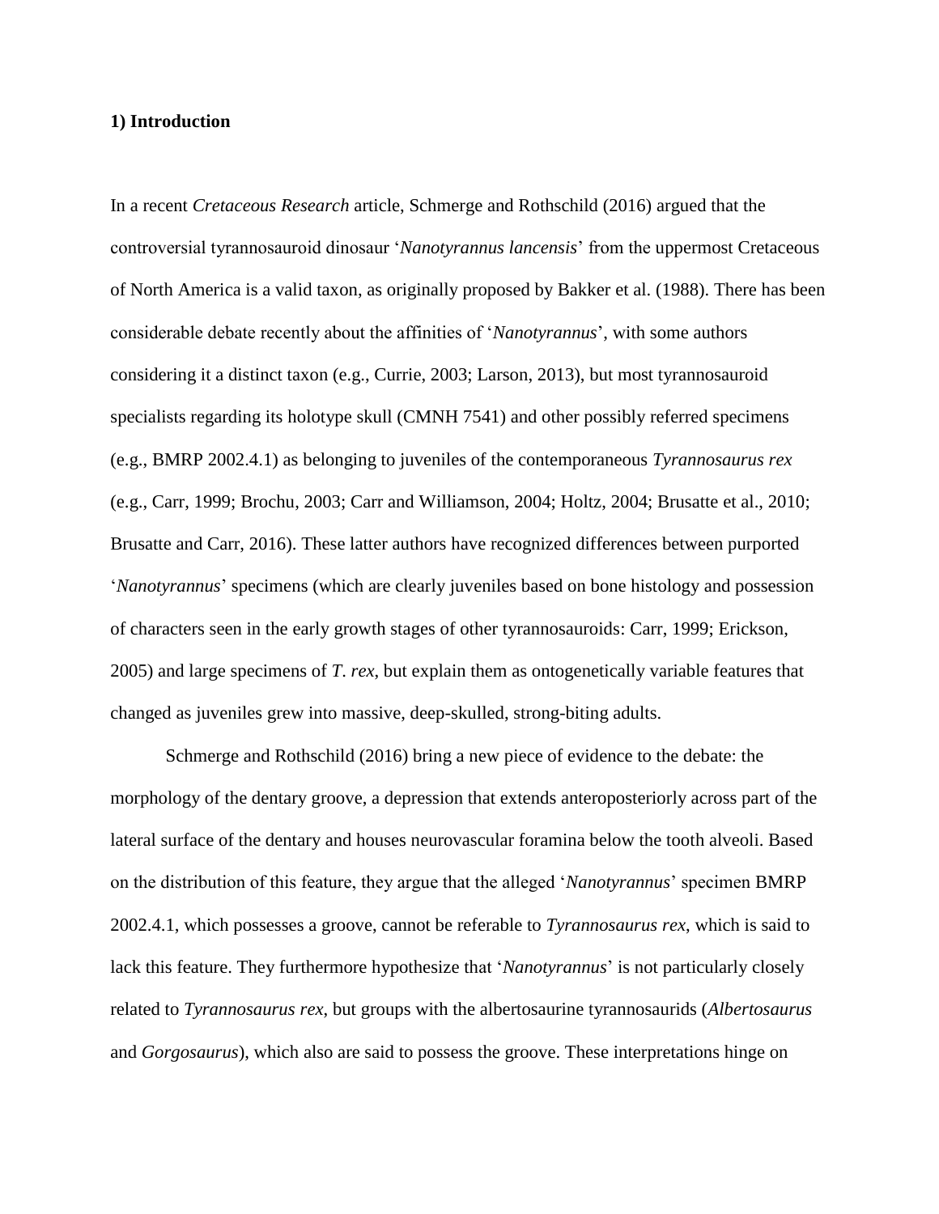### 1) Introduction

In a recent *Cretaceous Research* article, Schmerge and Rothschild (2016) argued that the controversial tyrannosauroid dinosaur '*Nanotyrannus lancensis*' from the uppermost Cretaceous of North America is a valid taxon, as originally proposed by Bakker et al. (1988). There has been considerable debate recently about the affinities of '*Nanotyrannus*', with some authors considering it a distinct taxon (e.g., Currie, 2003; Larson, 2013), but most tyrannosauroid specialists regarding its holotype skull (CMNH 7541) and other possibly referred specimens (e.g., BMRP 2002.4.1) as belonging to juveniles of the contemporaneous *Tyrannosaurus rex* (e.g., Carr, 1999; Brochu, 2003; Carr and Williamson, 2004; Holtz, 2004; Brusatte et al., 2010; Brusatte and Carr, 2016). These latter authors have recognized differences between purported '*Nanotyrannus*' specimens (which are clearly juveniles based on bone histology and possession of characters seen in the early growth stages of other tyrannosauroids: Carr, 1999; Erickson, 2005) and large specimens of *T. rex*, but explain them as ontogenetically variable features that changed as juveniles grew into massive, deep-skulled, strong-biting adults.

Schmerge and Rothschild (2016) bring a new piece of evidence to the debate: the morphology of the dentary groove, a depression that extends anteroposteriorly across part of the lateral surface of the dentary and houses neurovascular foramina below the tooth alveoli. Based on the distribution of this feature, they argue that the alleged '*Nanotyrannus*' specimen BMRP 2002.4.1, which possesses a groove, cannot be referable to *Tyrannosaurus rex*, which is said to lack this feature. They furthermore hypothesize that '*Nanotyrannus*' is not particularly closely related to *Tyrannosaurus rex*, but groups with the albertosaurine tyrannosaurids (*Albertosaurus* and *Gorgosaurus*), which also are said to possess the groove. These interpretations hinge on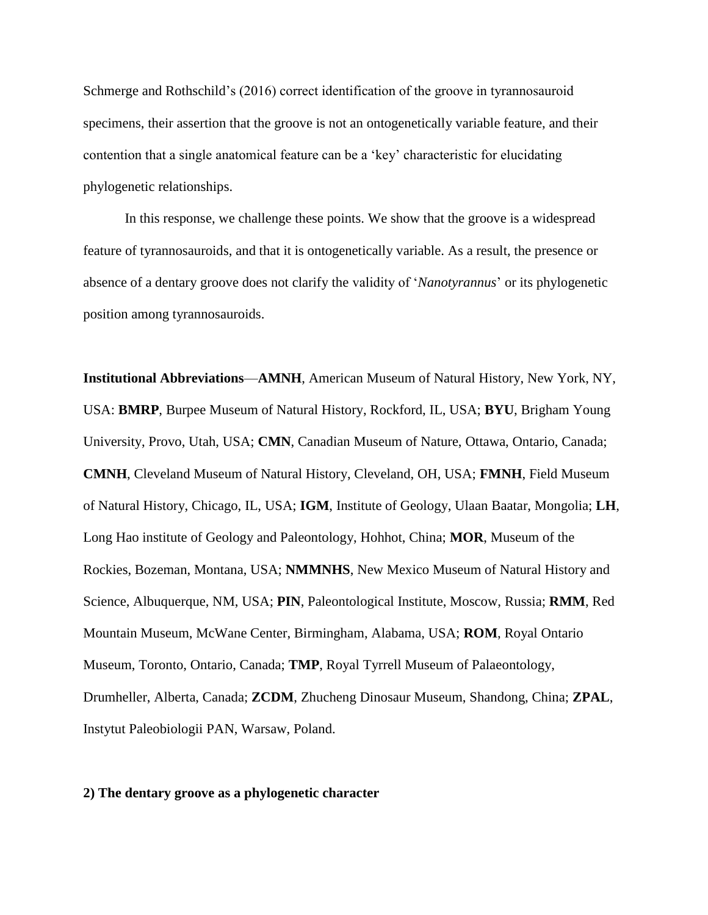Schmerge and Rothschild's (2016) correct identification of the groove in tyrannosauroid specimens, their assertion that the groove is not an ontogenetically variable feature, and their contention that a single anatomical feature can be a 'key' characteristic for elucidating phylogenetic relationships.

In this response, we challenge these points. We show that the groove is a widespread feature of tyrannosauroids, and that it is ontogenetically variable. As a result, the presence or absence of a dentary groove does not clarify the validity of '*Nanotyrannus*' or its phylogenetic position among tyrannosauroids.

**Institutional Abbreviations**—**AMNH**, American Museum of Natural History, New York, NY, USA: **BMRP**, Burpee Museum of Natural History, Rockford, IL, USA; **BYU**, Brigham Young University, Provo, Utah, USA; **CMN**, Canadian Museum of Nature, Ottawa, Ontario, Canada; **CMNH**, Cleveland Museum of Natural History, Cleveland, OH, USA; **FMNH**, Field Museum of Natural History, Chicago, IL, USA; **IGM**, Institute of Geology, Ulaan Baatar, Mongolia; **LH**, Long Hao institute of Geology and Paleontology, Hohhot, China; **MOR**, Museum of the Rockies, Bozeman, Montana, USA; **NMMNHS**, New Mexico Museum of Natural History and Science, Albuquerque, NM, USA; **PIN**, Paleontological Institute, Moscow, Russia; **RMM**, Red Mountain Museum, McWane Center, Birmingham, Alabama, USA; **ROM**, Royal Ontario Museum, Toronto, Ontario, Canada; **TMP**, Royal Tyrrell Museum of Palaeontology, Drumheller, Alberta, Canada; **ZCDM**, Zhucheng Dinosaur Museum, Shandong, China; **ZPAL**, Instytut Paleobiologii PAN, Warsaw, Poland.

## 2) The dentary groove as a phylogenetic character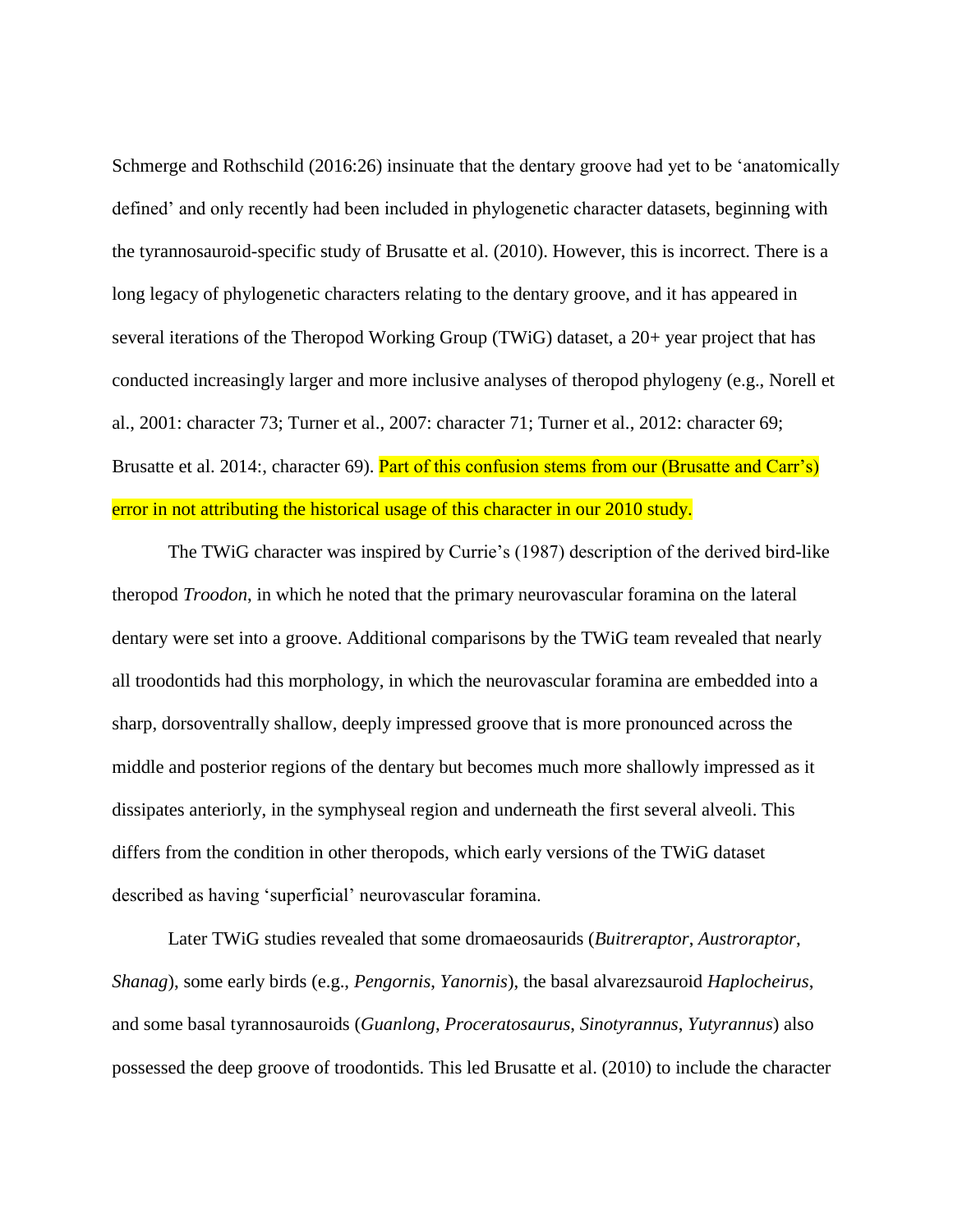Schmerge and Rothschild (2016:26) insinuate that the dentary groove had yet to be 'anatomically defined' and only recently had been included in phylogenetic character datasets, beginning with the tyrannosauroid-specific study of Brusatte et al. (2010). However, this is incorrect. There is a long legacy of phylogenetic characters relating to the dentary groove, and it has appeared in several iterations of the Theropod Working Group (TWiG) dataset, a 20+ year project that has conducted increasingly larger and more inclusive analyses of theropod phylogeny (e.g., Norell et al., 2001: character 73; Turner et al., 2007: character 71; Turner et al., 2012: character 69; Brusatte et al. 2014:, character 69). Part of this confusion stems from our (Brusatte and Carr's) error in not attributing the historical usage of this character in our 2010 study.

The TWiG character was inspired by Currie's (1987) description of the derived bird-like theropod *Troodon*, in which he noted that the primary neurovascular foramina on the lateral dentary were set into a groove. Additional comparisons by the TWiG team revealed that nearly all troodontids had this morphology, in which the neurovascular foramina are embedded into a sharp, dorsoventrally shallow, deeply impressed groove that is more pronounced across the middle and posterior regions of the dentary but becomes much more shallowly impressed as it dissipates anteriorly, in the symphyseal region and underneath the first several alveoli. This differs from the condition in other theropods, which early versions of the TWiG dataset described as having 'superficial' neurovascular foramina.

Later TWiG studies revealed that some dromaeosaurids (*Buitreraptor*, *Austroraptor*, *Shanag*), some early birds (e.g., *Pengornis*, *Yanornis*), the basal alvarezsauroid *Haplocheirus*, and some basal tyrannosauroids (*Guanlong*, *Proceratosaurus*, *Sinotyrannus*, *Yutyrannus*) also possessed the deep groove of troodontids. This led Brusatte et al. (2010) to include the character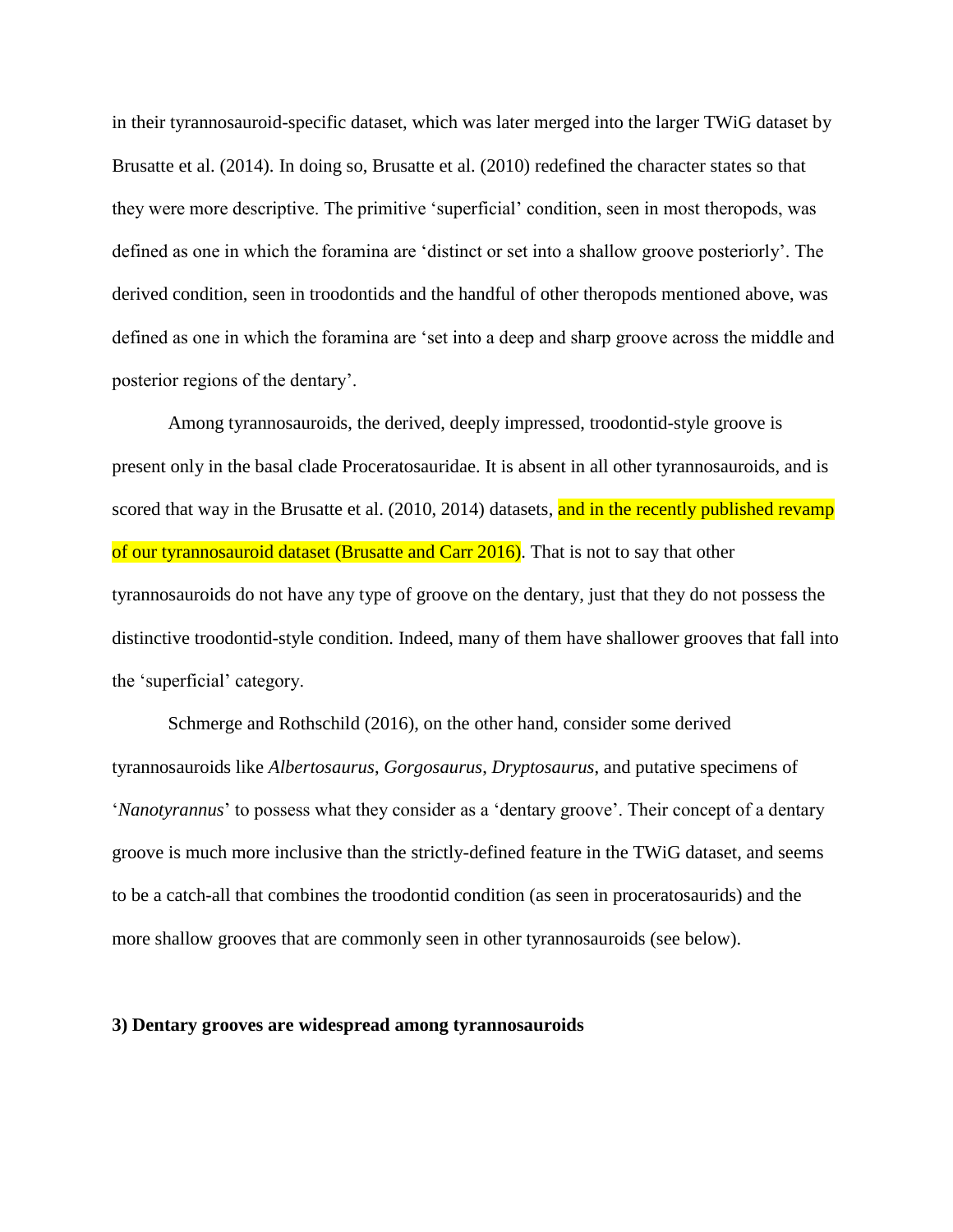in their tyrannosauroid-specific dataset, which was later merged into the larger TWiG dataset by Brusatte et al. (2014). In doing so, Brusatte et al. (2010) redefined the character states so that they were more descriptive. The primitive 'superficial' condition, seen in most theropods, was defined as one in which the foramina are 'distinct or set into a shallow groove posteriorly'. The derived condition, seen in troodontids and the handful of other theropods mentioned above, was defined as one in which the foramina are 'set into a deep and sharp groove across the middle and posterior regions of the dentary'.

Among tyrannosauroids, the derived, deeply impressed, troodontid-style groove is present only in the basal clade Proceratosauridae. It is absent in all other tyrannosauroids, and is scored that way in the Brusatte et al. (2010, 2014) datasets, and in the recently published revamp of our tyrannosauroid dataset (Brusatte and Carr 2016). That is not to say that other tyrannosauroids do not have any type of groove on the dentary, just that they do not possess the distinctive troodontid-style condition. Indeed, many of them have shallower grooves that fall into the 'superficial' category.

Schmerge and Rothschild (2016), on the other hand, consider some derived tyrannosauroids like *Albertosaurus*, *Gorgosaurus*, *Dryptosaurus*, and putative specimens of '*Nanotyrannus*' to possess what they consider as a 'dentary groove'. Their concept of a dentary groove is much more inclusive than the strictly-defined feature in the TWiG dataset, and seems to be a catch-all that combines the troodontid condition (as seen in proceratosaurids) and the more shallow grooves that are commonly seen in other tyrannosauroids (see below).

**3) Dentary grooves are widespread among tyrannosauroids**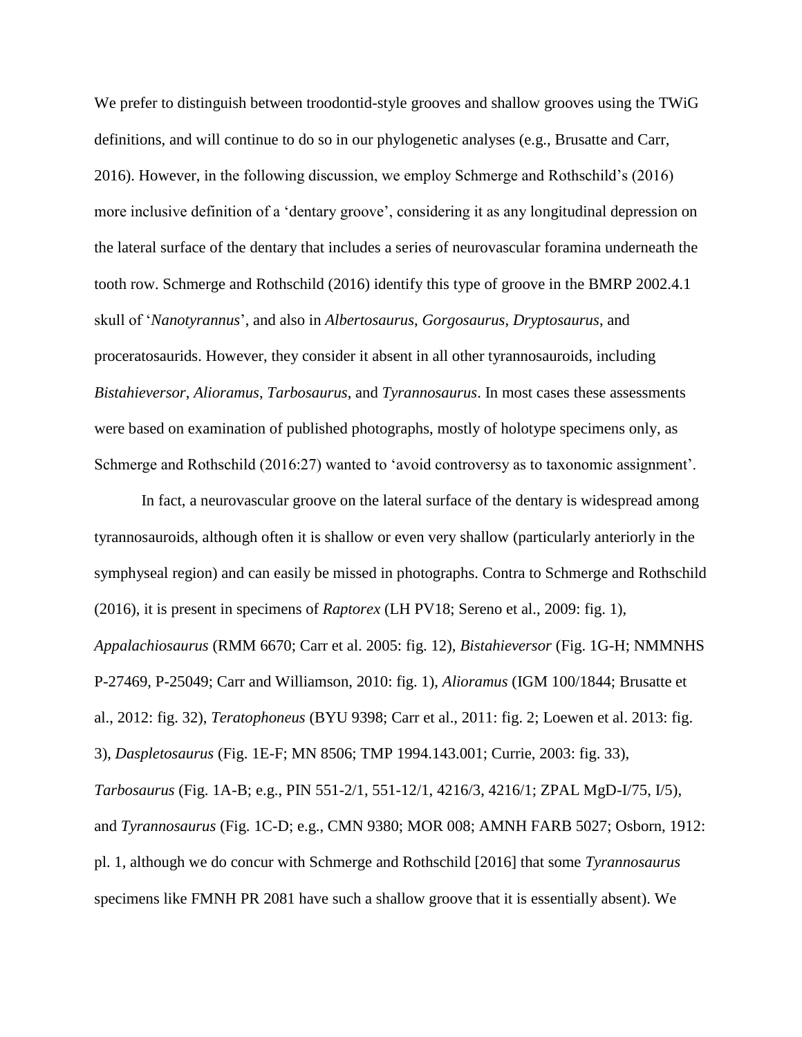We prefer to distinguish between troodontid-style grooves and shallow grooves using the TWiG definitions, and will continue to do so in our phylogenetic analyses (e.g., Brusatte and Carr, 2016). However, in the following discussion, we employ Schmerge and Rothschild's (2016) more inclusive definition of a 'dentary groove', considering it as any longitudinal depression on the lateral surface of the dentary that includes a series of neurovascular foramina underneath the tooth row. Schmerge and Rothschild (2016) identify this type of groove in the BMRP 2002.4.1 skull of '*Nanotyrannus*', and also in *Albertosaurus*, *Gorgosaurus*, *Dryptosaurus*, and proceratosaurids. However, they consider it absent in all other tyrannosauroids, including *Bistahieversor*, *Alioramus*, *Tarbosaurus*, and *Tyrannosaurus*. In most cases these assessments were based on examination of published photographs, mostly of holotype specimens only, as Schmerge and Rothschild (2016:27) wanted to 'avoid controversy as to taxonomic assignment'.

In fact, a neurovascular groove on the lateral surface of the dentary is widespread among tyrannosauroids, although often it is shallow or even very shallow (particularly anteriorly in the symphyseal region) and can easily be missed in photographs. Contra to Schmerge and Rothschild (2016), it is present in specimens of *Raptorex* (LH PV18; Sereno et al., 2009: fig. 1), *Appalachiosaurus* (RMM 6670; Carr et al. 2005: fig. 12), *Bistahieversor* (Fig. 1G-H; NMMNHS P-27469, P-25049; Carr and Williamson, 2010: fig. 1), *Alioramus* (IGM 100/1844; Brusatte et al., 2012: fig. 32), *Teratophoneus* (BYU 9398; Carr et al., 2011: fig. 2; Loewen et al. 2013: fig. 3), *Daspletosaurus* (Fig. 1E-F; MN 8506; TMP 1994.143.001; Currie, 2003: fig. 33), *Tarbosaurus* (Fig. 1A-B; e.g., PIN 551-2/1, 551-12/1, 4216/3, 4216/1; ZPAL MgD-I/75, I/5), and *Tyrannosaurus* (Fig. 1C-D; e.g., CMN 9380; MOR 008; AMNH FARB 5027; Osborn, 1912: pl. 1, although we do concur with Schmerge and Rothschild [2016] that some *Tyrannosaurus* specimens like FMNH PR 2081 have such a shallow groove that it is essentially absent). We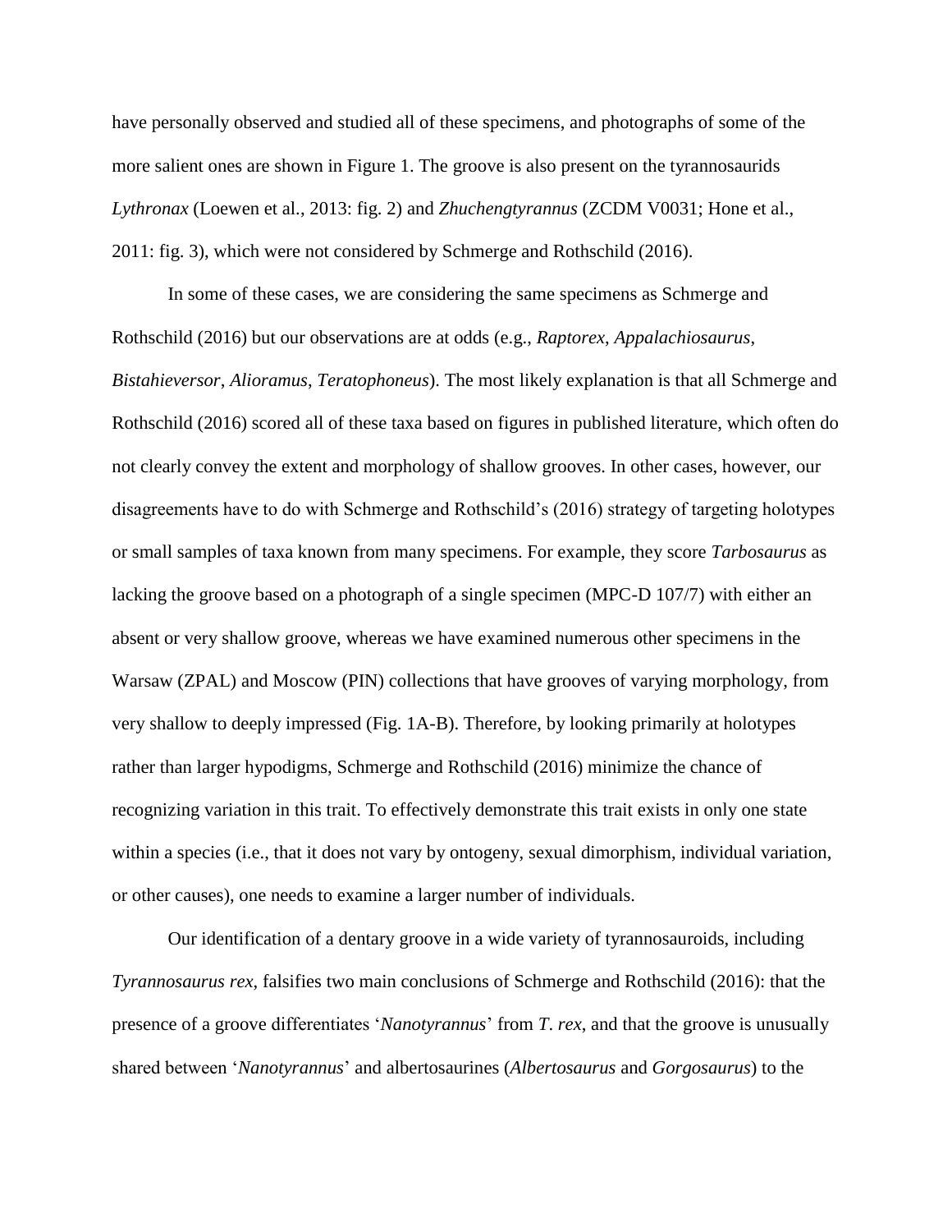have personally observed and studied all of these specimens, and photographs of some of the more salient ones are shown in Figure 1. The groove is also present on the tyrannosaurids *Lythronax* (Loewen et al., 2013: fig. 2) and *Zhuchengtyrannus* (ZCDM V0031; Hone et al., 2011: fig. 3), which were not considered by Schmerge and Rothschild (2016).

In some of these cases, we are considering the same specimens as Schmerge and Rothschild (2016) but our observations are at odds (e.g., *Raptorex*, *Appalachiosaurus*, *Bistahieversor*, *Alioramus*, *Teratophoneus*). The most likely explanation is that all Schmerge and Rothschild (2016) scored all of these taxa based on figures in published literature, which often do not clearly convey the extent and morphology of shallow grooves. In other cases, however, our disagreements have to do with Schmerge and Rothschild's (2016) strategy of targeting holotypes or small samples of taxa known from many specimens. For example, they score *Tarbosaurus* as lacking the groove based on a photograph of a single specimen (MPC-D 107/7) with either an absent or very shallow groove, whereas we have examined numerous other specimens in the Warsaw (ZPAL) and Moscow (PIN) collections that have grooves of varying morphology, from very shallow to deeply impressed (Fig. 1A-B). Therefore, by looking primarily at holotypes rather than larger hypodigms, Schmerge and Rothschild (2016) minimize the chance of recognizing variation in this trait. To effectively demonstrate this trait exists in only one state within a species (i.e., that it does not vary by ontogeny, sexual dimorphism, individual variation, or other causes), one needs to examine a larger number of individuals.

Our identification of a dentary groove in a wide variety of tyrannosauroids, including *Tyrannosaurus rex*, falsifies two main conclusions of Schmerge and Rothschild (2016): that the presence of a groove differentiates '*Nanotyrannus*' from *T. rex*, and that the groove is unusually shared between '*Nanotyrannus*' and albertosaurines (*Albertosaurus* and *Gorgosaurus*) to the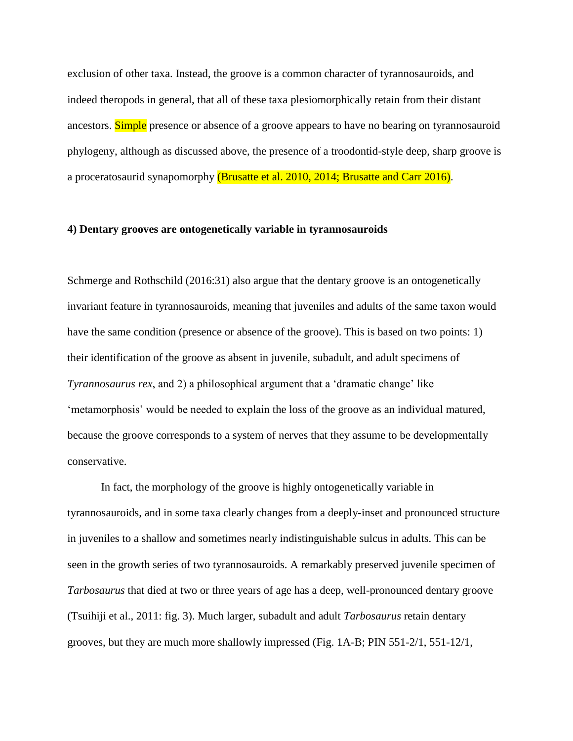exclusion of other taxa. Instead, the groove is a common character of tyrannosauroids, and indeed theropods in general, that all of these taxa plesiomorphically retain from their distant ancestors. Simple presence or absence of a groove appears to have no bearing on tyrannosauroid phylogeny, although as discussed above, the presence of a troodontid-style deep, sharp groove is a proceratosaurid synapomorphy (Brusatte et al. 2010, 2014; Brusatte and Carr 2016).

**4) Dentary grooves are ontogenetically variable in tyrannosauroids**

Schmerge and Rothschild (2016:31) also argue that the dentary groove is an ontogenetically invariant feature in tyrannosauroids, meaning that juveniles and adults of the same taxon would have the same condition (presence or absence of the groove). This is based on two points: 1) their identification of the groove as absent in juvenile, subadult, and adult specimens of *Tyrannosaurus rex*, and 2) a philosophical argument that a 'dramatic change' like 'metamorphosis' would be needed to explain the loss of the groove as an individual matured, because the groove corresponds to a system of nerves that they assume to be developmentally conservative.

In fact, the morphology of the groove is highly ontogenetically variable in tyrannosauroids, and in some taxa clearly changes from a deeply-inset and pronounced structure in juveniles to a shallow and sometimes nearly indistinguishable sulcus in adults. This can be seen in the growth series of two tyrannosauroids. A remarkably preserved juvenile specimen of *Tarbosaurus* that died at two or three years of age has a deep, well-pronounced dentary groove (Tsuihiji et al., 2011: fig. 3). Much larger, subadult and adult *Tarbosaurus* retain dentary grooves, but they are much more shallowly impressed (Fig. 1A-B; PIN 551-2/1, 551-12/1,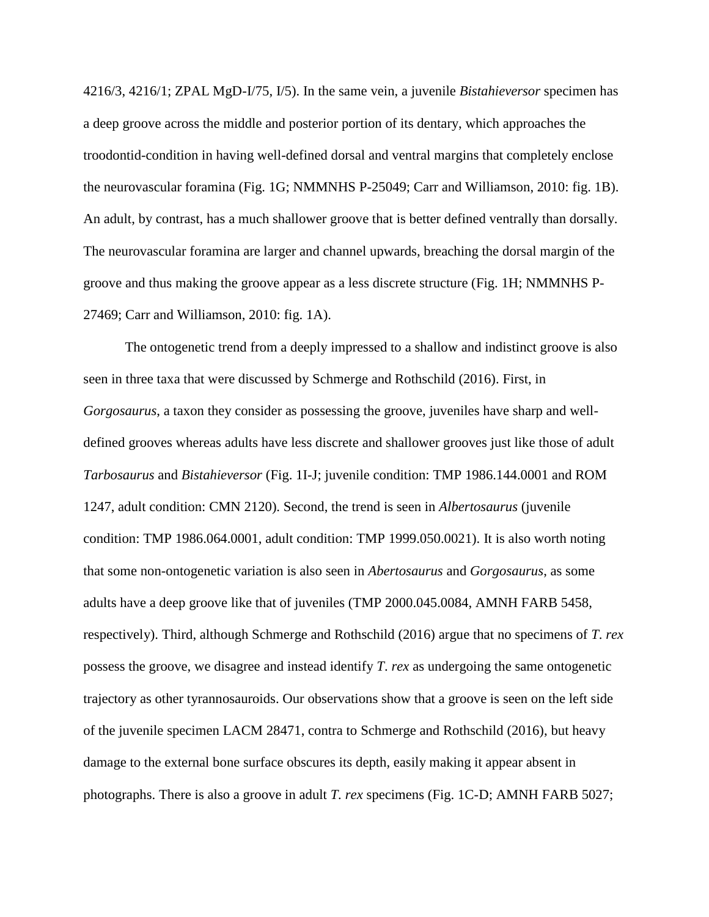4216/3, 4216/1; ZPAL MgD-I/75, I/5). In the same vein, a juvenile *Bistahieversor* specimen has a deep groove across the middle and posterior portion of its dentary, which approaches the troodontid-condition in having well-defined dorsal and ventral margins that completely enclose the neurovascular foramina (Fig. 1G; NMMNHS P-25049; Carr and Williamson, 2010: fig. 1B). An adult, by contrast, has a much shallower groove that is better defined ventrally than dorsally. The neurovascular foramina are larger and channel upwards, breaching the dorsal margin of the groove and thus making the groove appear as a less discrete structure (Fig. 1H; NMMNHS P-27469; Carr and Williamson, 2010: fig. 1A).

The ontogenetic trend from a deeply impressed to a shallow and indistinct groove is also seen in three taxa that were discussed by Schmerge and Rothschild (2016). First, in *Gorgosaurus*, a taxon they consider as possessing the groove, juveniles have sharp and well-defined grooves whereas adults have less discrete and shallower grooves just like those of adult *Tarbosaurus* and *Bistahieversor* (Fig. 1I-J; juvenile condition: TMP 1986.144.0001 and ROM 1247, adult condition: CMN 2120). Second, the trend is seen in *Albertosaurus* (juvenile condition: TMP 1986.064.0001, adult condition: TMP 1999.050.0021). It is also worth noting that some non-ontogenetic variation is also seen in *Abertosaurus* and *Gorgosaurus*, as some adults have a deep groove like that of juveniles (TMP 2000.045.0084, AMNH FARB 5458, respectively). Third, although Schmerge and Rothschild (2016) argue that no specimens of *T. rex* possess the groove, we disagree and instead identify *T. rex* as undergoing the same ontogenetic trajectory as other tyrannosauroids. Our observations show that a groove is seen on the left side of the juvenile specimen LACM 28471, contra to Schmerge and Rothschild (2016), but heavy damage to the external bone surface obscures its depth, easily making it appear absent in photographs. There is also a groove in adult *T. rex* specimens (Fig. 1C-D; AMNH FARB 5027;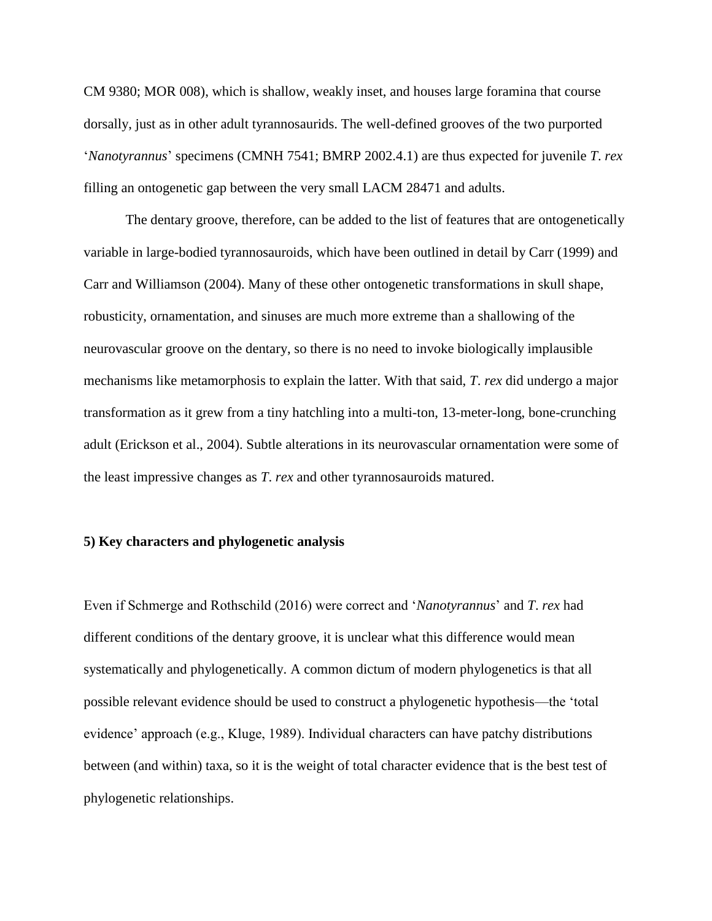CM 9380; MOR 008), which is shallow, weakly inset, and houses large foramina that course dorsally, just as in other adult tyrannosaurids. The well-defined grooves of the two purported '*Nanotyrannus*' specimens (CMNH 7541; BMRP 2002.4.1) are thus expected for juvenile *T. rex* filling an ontogenetic gap between the very small LACM 28471 and adults.

The dentary groove, therefore, can be added to the list of features that are ontogenetically variable in large-bodied tyrannosauroids, which have been outlined in detail by Carr (1999) and Carr and Williamson (2004). Many of these other ontogenetic transformations in skull shape, robusticity, ornamentation, and sinuses are much more extreme than a shallowing of the neurovascular groove on the dentary, so there is no need to invoke biologically implausible mechanisms like metamorphosis to explain the latter. With that said, *T. rex* did undergo a major transformation as it grew from a tiny hatchling into a multi-ton, 13-meter-long, bone-crunching adult (Erickson et al., 2004). Subtle alterations in its neurovascular ornamentation were some of the least impressive changes as *T. rex* and other tyrannosauroids matured.

**5) Key characters and phylogenetic analysis**

Even if Schmerge and Rothschild (2016) were correct and '*Nanotyrannus*' and *T. rex* had different conditions of the dentary groove, it is unclear what this difference would mean systematically and phylogenetically. A common dictum of modern phylogenetics is that all possible relevant evidence should be used to construct a phylogenetic hypothesis—the 'total evidence' approach (e.g., Kluge, 1989). Individual characters can have patchy distributions between (and within) taxa, so it is the weight of total character evidence that is the best test of phylogenetic relationships.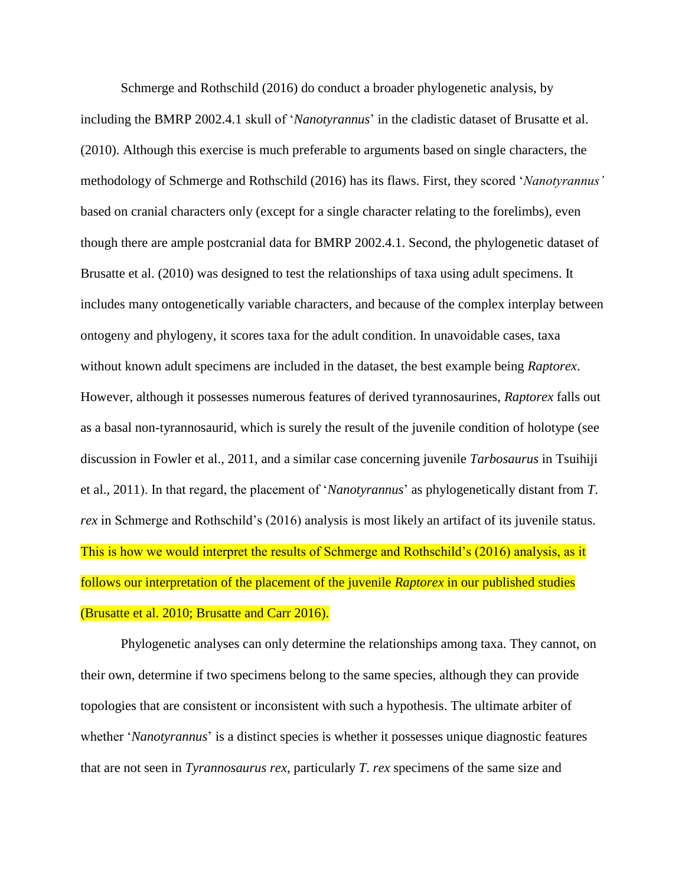Schmerge and Rothschild (2016) do conduct a broader phylogenetic analysis, by including the BMRP 2002.4.1 skull of '*Nanotyrannus*' in the cladistic dataset of Brusatte et al. (2010). Although this exercise is much preferable to arguments based on single characters, the methodology of Schmerge and Rothschild (2016) has its flaws. First, they scored '*Nanotyrannus'* based on cranial characters only (except for a single character relating to the forelimbs), even though there are ample postcranial data for BMRP 2002.4.1. Second, the phylogenetic dataset of Brusatte et al. (2010) was designed to test the relationships of taxa using adult specimens. It includes many ontogenetically variable characters, and because of the complex interplay between ontogeny and phylogeny, it scores taxa for the adult condition. In unavoidable cases, taxa without known adult specimens are included in the dataset, the best example being *Raptorex*. However, although it possesses numerous features of derived tyrannosaurines, *Raptorex* falls out as a basal non-tyrannosaurid, which is surely the result of the juvenile condition of holotype (see discussion in Fowler et al., 2011, and a similar case concerning juvenile *Tarbosaurus* in Tsuihiji et al., 2011). In that regard, the placement of '*Nanotyrannus*' as phylogenetically distant from *T. rex* in Schmerge and Rothschild's (2016) analysis is most likely an artifact of its juvenile status. This is how we would interpret the results of Schmerge and Rothschild's (2016) analysis, as it follows our interpretation of the placement of the juvenile *Raptorex* in our published studies (Brusatte et al. 2010; Brusatte and Carr 2016).

Phylogenetic analyses can only determine the relationships among taxa. They cannot, on their own, determine if two specimens belong to the same species, although they can provide topologies that are consistent or inconsistent with such a hypothesis. The ultimate arbiter of whether '*Nanotyrannus*' is a distinct species is whether it possesses unique diagnostic features that are not seen in *Tyrannosaurus rex*, particularly *T. rex* specimens of the same size and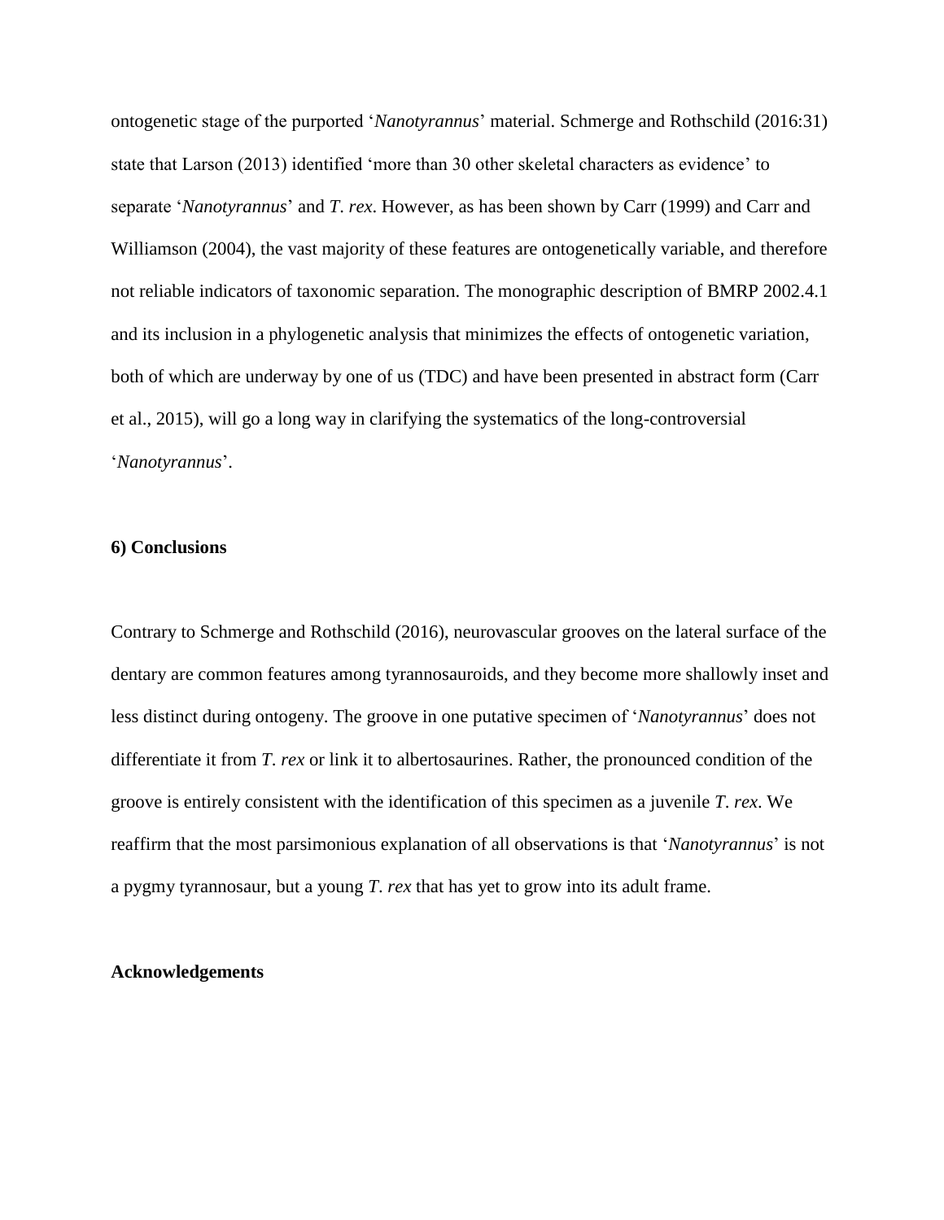ontogenetic stage of the purported '*Nanotyrannus*' material. Schmerge and Rothschild (2016:31) state that Larson (2013) identified 'more than 30 other skeletal characters as evidence' to separate '*Nanotyrannus*' and *T. rex*. However, as has been shown by Carr (1999) and Carr and Williamson (2004), the vast majority of these features are ontogenetically variable, and therefore not reliable indicators of taxonomic separation. The monographic description of BMRP 2002.4.1 and its inclusion in a phylogenetic analysis that minimizes the effects of ontogenetic variation, both of which are underway by one of us (TDC) and have been presented in abstract form (Carr et al., 2015), will go a long way in clarifying the systematics of the long-controversial '*Nanotyrannus*'.

## 6) Conclusions

Contrary to Schmerge and Rothschild (2016), neurovascular grooves on the lateral surface of the dentary are common features among tyrannosauroids, and they become more shallowly inset and less distinct during ontogeny. The groove in one putative specimen of '*Nanotyrannus*' does not differentiate it from *T. rex* or link it to albertosaurines. Rather, the pronounced condition of the groove is entirely consistent with the identification of this specimen as a juvenile *T. rex*. We reaffirm that the most parsimonious explanation of all observations is that '*Nanotyrannus*' is not a pygmy tyrannosaur, but a young *T. rex* that has yet to grow into its adult frame.

## Acknowledgements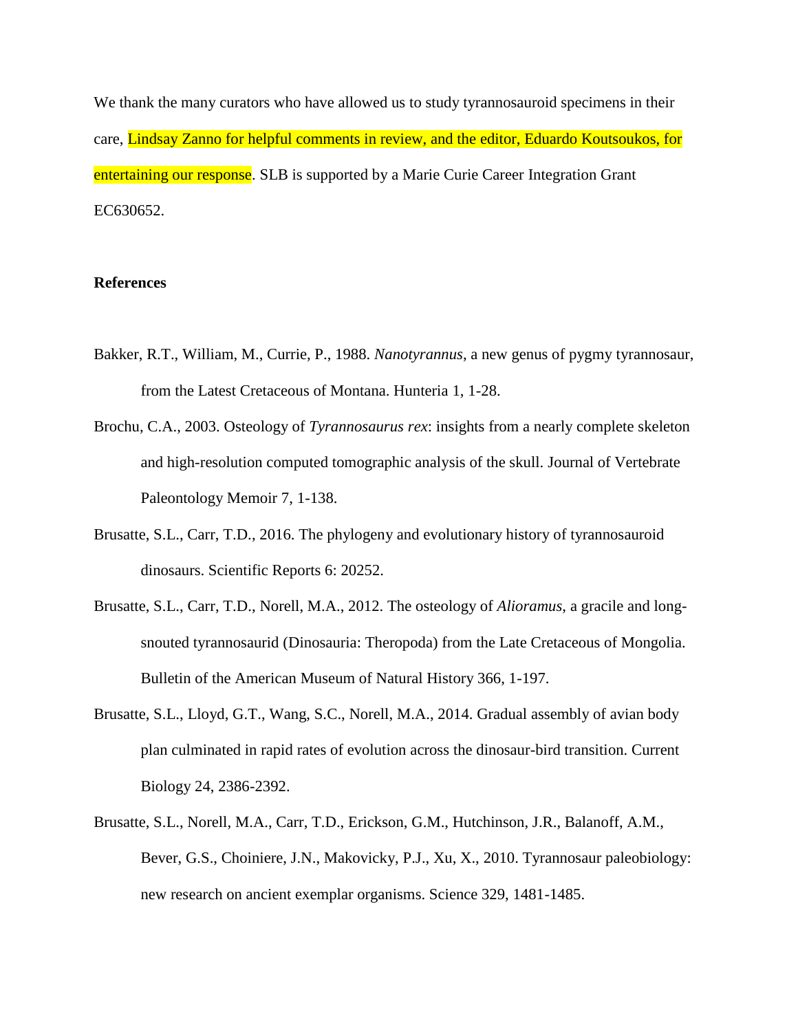We thank the many curators who have allowed us to study tyrannosauroid specimens in their care, Lindsay Zanno for helpful comments in review, and the editor, Eduardo Koutsoukos, for entertaining our response. SLB is supported by a Marie Curie Career Integration Grant EC630652.

**References**

Bakker, R.T., William, M., Currie, P., 1988. *Nanotyrannus*, a new genus of pygmy tyrannosaur, from the Latest Cretaceous of Montana. Hunteria 1, 1-28.

Brochu, C.A., 2003. Osteology of *Tyrannosaurus rex*: insights from a nearly complete skeleton and high-resolution computed tomographic analysis of the skull. Journal of Vertebrate Paleontology Memoir 7, 1-138.

Brusatte, S.L., Carr, T.D., 2016. The phylogeny and evolutionary history of tyrannosauroid dinosaurs. Scientific Reports 6: 20252.

Brusatte, S.L., Carr, T.D., Norell, M.A., 2012. The osteology of *Alioramus*, a gracile and long-snouted tyrannosaurid (Dinosauria: Theropoda) from the Late Cretaceous of Mongolia. Bulletin of the American Museum of Natural History 366, 1-197.

Brusatte, S.L., Lloyd, G.T., Wang, S.C., Norell, M.A., 2014. Gradual assembly of avian body plan culminated in rapid rates of evolution across the dinosaur-bird transition. Current Biology 24, 2386-2392.

Brusatte, S.L., Norell, M.A., Carr, T.D., Erickson, G.M., Hutchinson, J.R., Balanoff, A.M., Bever, G.S., Choiniere, J.N., Makovicky, P.J., Xu, X., 2010. Tyrannosaur paleobiology: new research on ancient exemplar organisms. Science 329, 1481-1485.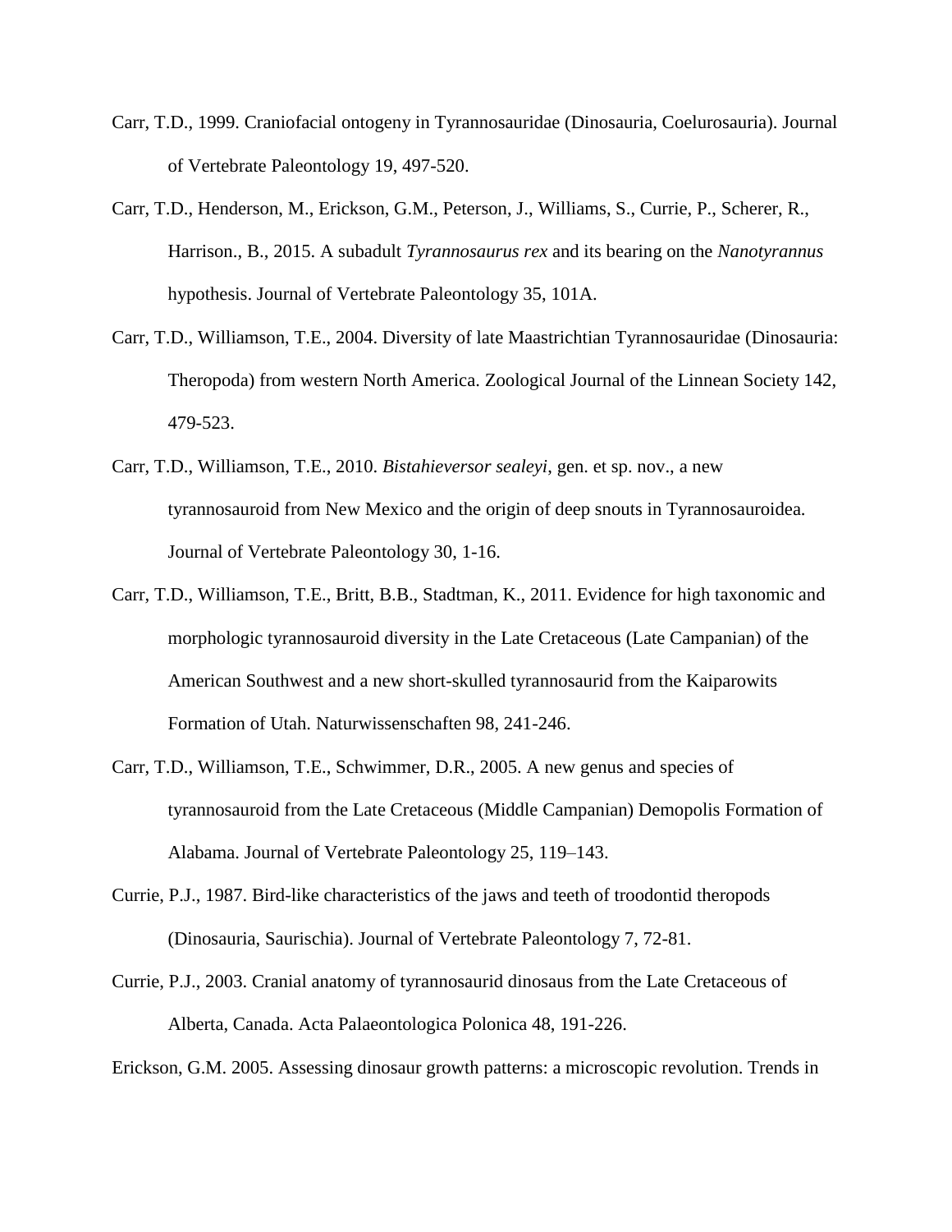Carr, T.D., 1999. Craniofacial ontogeny in Tyrannosauridae (Dinosauria, Coelurosauria). Journal of Vertebrate Paleontology 19, 497-520.

Carr, T.D., Henderson, M., Erickson, G.M., Peterson, J., Williams, S., Currie, P., Scherer, R., Harrison., B., 2015. A subadult *Tyrannosaurus rex* and its bearing on the *Nanotyrannus* hypothesis. Journal of Vertebrate Paleontology 35, 101A.

Carr, T.D., Williamson, T.E., 2004. Diversity of late Maastrichtian Tyrannosauridae (Dinosauria: Theropoda) from western North America. Zoological Journal of the Linnean Society 142, 479-523.

Carr, T.D., Williamson, T.E., 2010. *Bistahieversor sealeyi*, gen. et sp. nov., a new tyrannosauroid from New Mexico and the origin of deep snouts in Tyrannosauroidea. Journal of Vertebrate Paleontology 30, 1-16.

Carr, T.D., Williamson, T.E., Britt, B.B., Stadtman, K., 2011. Evidence for high taxonomic and morphologic tyrannosauroid diversity in the Late Cretaceous (Late Campanian) of the American Southwest and a new short-skulled tyrannosaurid from the Kaiparowits Formation of Utah. Naturwissenschaften 98, 241-246.

Carr, T.D., Williamson, T.E., Schwimmer, D.R., 2005. A new genus and species of tyrannosauroid from the Late Cretaceous (Middle Campanian) Demopolis Formation of Alabama. Journal of Vertebrate Paleontology 25, 119–143.

Currie, P.J., 1987. Bird-like characteristics of the jaws and teeth of troodontid theropods (Dinosauria, Saurischia). Journal of Vertebrate Paleontology 7, 72-81.

Currie, P.J., 2003. Cranial anatomy of tyrannosaurid dinosaus from the Late Cretaceous of Alberta, Canada. Acta Palaeontologica Polonica 48, 191-226.

Erickson, G.M. 2005. Assessing dinosaur growth patterns: a microscopic revolution. Trends in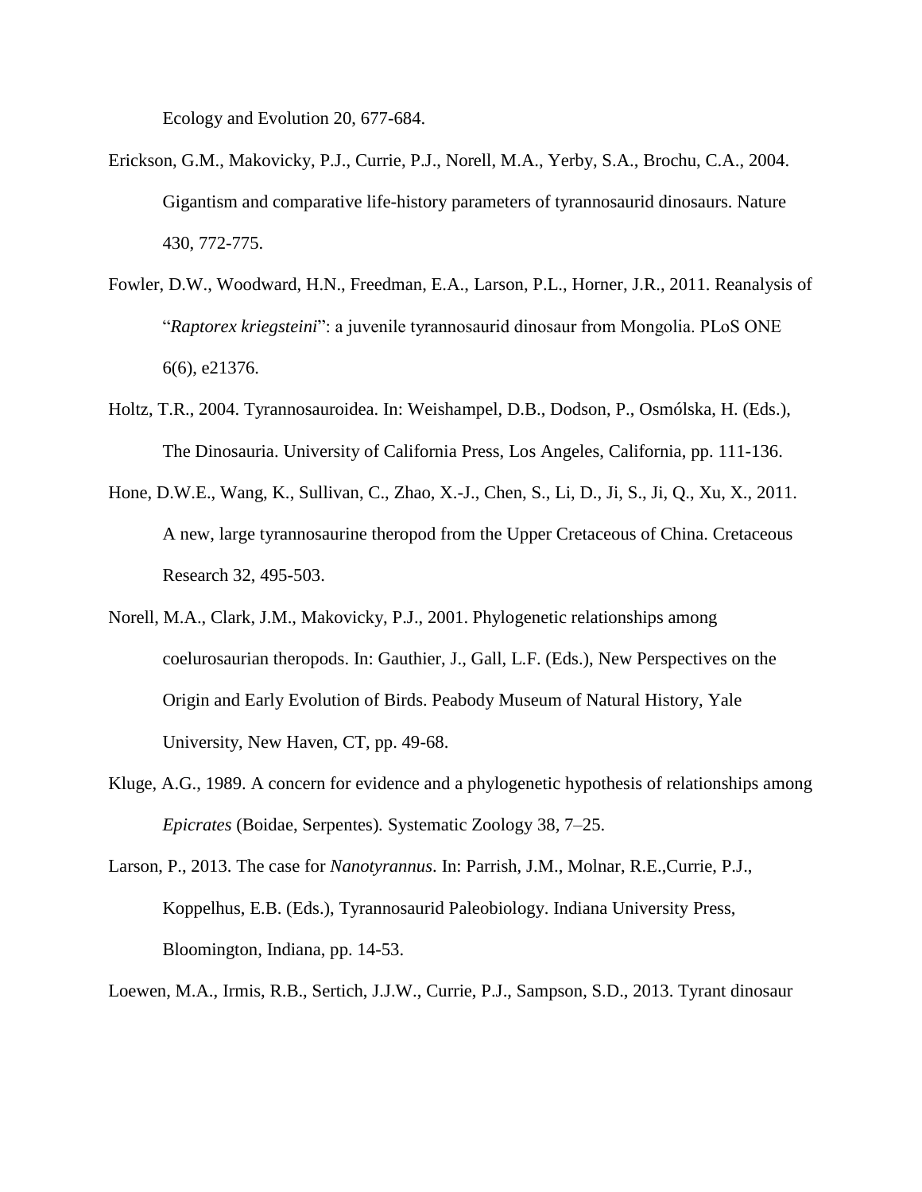Ecology and Evolution 20, 677-684.

Erickson, G.M., Makovicky, P.J., Currie, P.J., Norell, M.A., Yerby, S.A., Brochu, C.A., 2004. Gigantism and comparative life-history parameters of tyrannosaurid dinosaurs. Nature 430, 772-775.

Fowler, D.W., Woodward, H.N., Freedman, E.A., Larson, P.L., Horner, J.R., 2011. Reanalysis of "*Raptorex kriegsteini*": a juvenile tyrannosaurid dinosaur from Mongolia. PLoS ONE 6(6), e21376.

Holtz, T.R., 2004. Tyrannosauroidea. In: Weishampel, D.B., Dodson, P., Osmólska, H. (Eds.), The Dinosauria. University of California Press, Los Angeles, California, pp. 111-136.

Hone, D.W.E., Wang, K., Sullivan, C., Zhao, X.-J., Chen, S., Li, D., Ji, S., Ji, Q., Xu, X., 2011. A new, large tyrannosaurine theropod from the Upper Cretaceous of China. Cretaceous Research 32, 495-503.

Norell, M.A., Clark, J.M., Makovicky, P.J., 2001. Phylogenetic relationships among coelurosaurian theropods. In: Gauthier, J., Gall, L.F. (Eds.), New Perspectives on the Origin and Early Evolution of Birds. Peabody Museum of Natural History, Yale University, New Haven, CT, pp. 49-68.

Kluge, A.G., 1989. A concern for evidence and a phylogenetic hypothesis of relationships among *Epicrates* (Boidae, Serpentes). Systematic Zoology 38, 7–25.

Larson, P., 2013. The case for *Nanotyrannus*. In: Parrish, J.M., Molnar, R.E.,Currie, P.J., Koppelhus, E.B. (Eds.), Tyrannosaurid Paleobiology. Indiana University Press, Bloomington, Indiana, pp. 14-53.

Loewen, M.A., Irmis, R.B., Sertich, J.J.W., Currie, P.J., Sampson, S.D., 2013. Tyrant dinosaur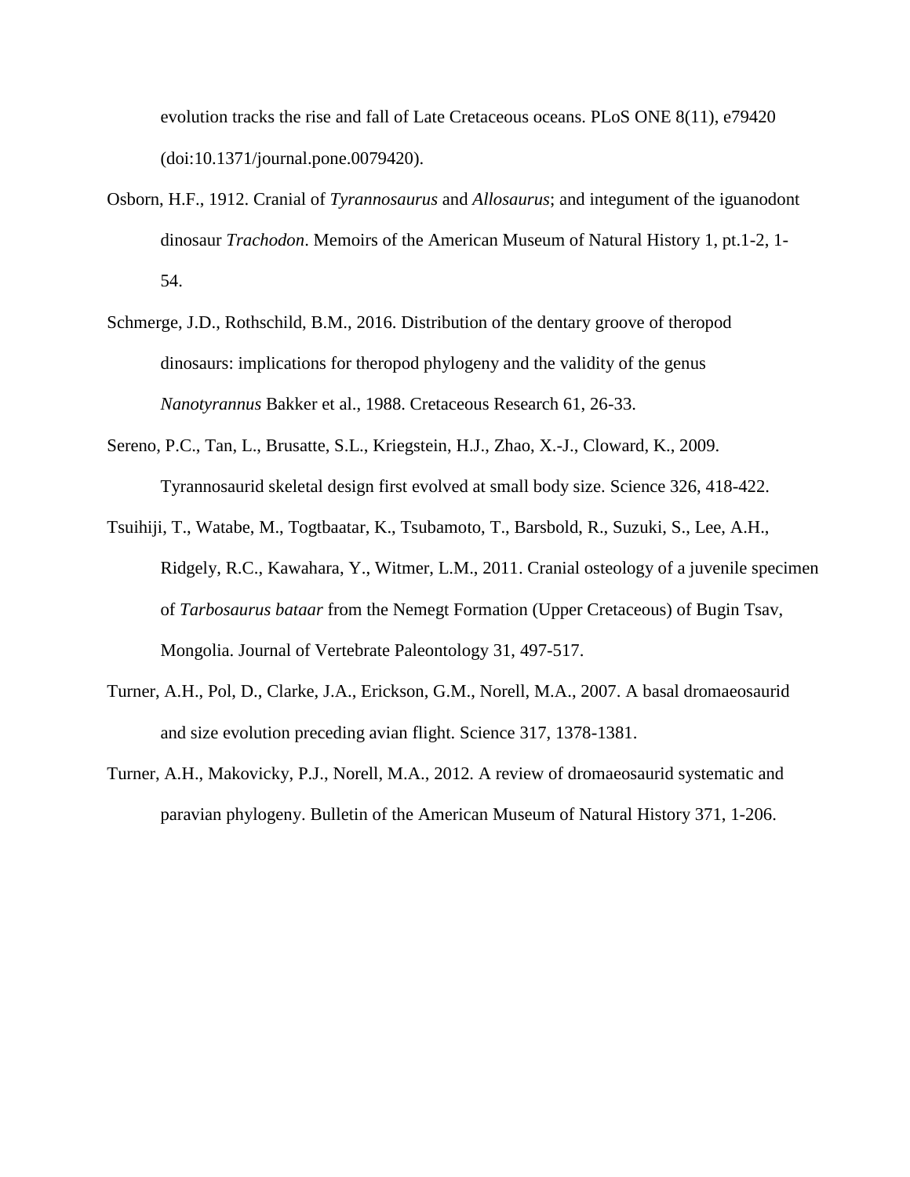evolution tracks the rise and fall of Late Cretaceous oceans. PLoS ONE 8(11), e79420 (doi:10.1371/journal.pone.0079420).

Osborn, H.F., 1912. Cranial of *Tyrannosaurus* and *Allosaurus*; and integument of the iguanodont dinosaur *Trachodon*. Memoirs of the American Museum of Natural History 1, pt.1-2, 1-54.

Schmerge, J.D., Rothschild, B.M., 2016. Distribution of the dentary groove of theropod dinosaurs: implications for theropod phylogeny and the validity of the genus *Nanotyrannus* Bakker et al., 1988. Cretaceous Research 61, 26-33.

Sereno, P.C., Tan, L., Brusatte, S.L., Kriegstein, H.J., Zhao, X.-J., Cloward, K., 2009. Tyrannosaurid skeletal design first evolved at small body size. Science 326, 418-422.

Tsuihiji, T., Watabe, M., Togtbaatar, K., Tsubamoto, T., Barsbold, R., Suzuki, S., Lee, A.H., Ridgely, R.C., Kawahara, Y., Witmer, L.M., 2011. Cranial osteology of a juvenile specimen of *Tarbosaurus bataar* from the Nemegt Formation (Upper Cretaceous) of Bugin Tsav, Mongolia. Journal of Vertebrate Paleontology 31, 497-517.

Turner, A.H., Pol, D., Clarke, J.A., Erickson, G.M., Norell, M.A., 2007. A basal dromaeosaurid and size evolution preceding avian flight. Science 317, 1378-1381.

Turner, A.H., Makovicky, P.J., Norell, M.A., 2012. A review of dromaeosaurid systematic and paravian phylogeny. Bulletin of the American Museum of Natural History 371, 1-206.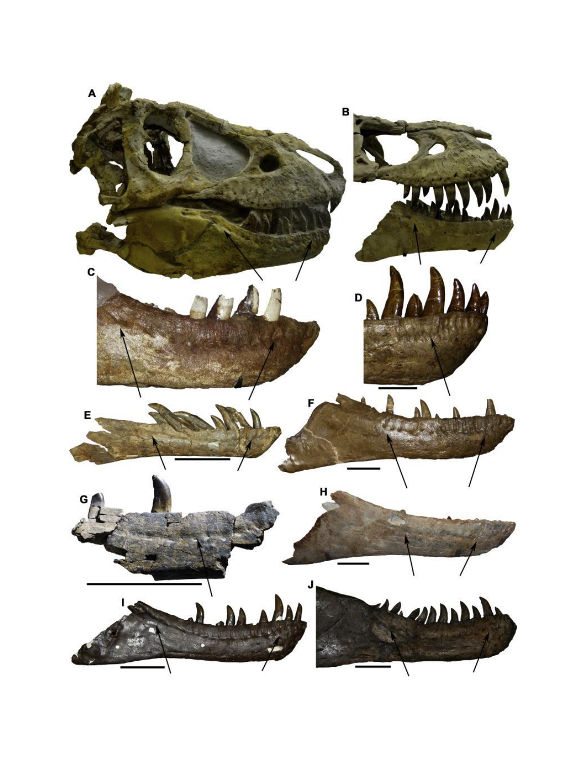A

B

C

D

E

F

G

H

I

J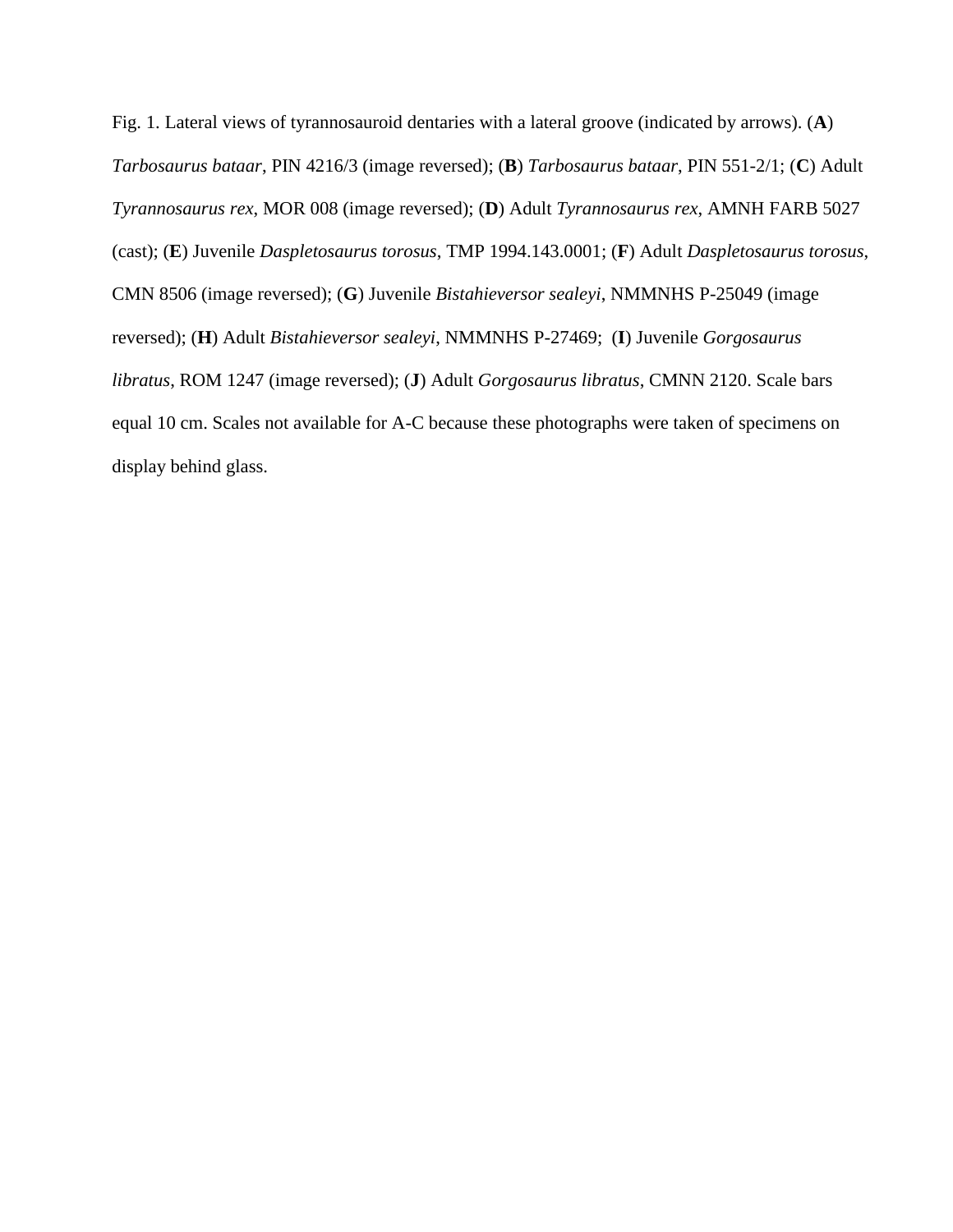Fig. 1. Lateral views of tyrannosauroid dentaries with a lateral groove (indicated by arrows). (**A**) *Tarbosaurus bataar*, PIN 4216/3 (image reversed); (**B**) *Tarbosaurus bataar*, PIN 551-2/1; (**C**) Adult *Tyrannosaurus rex*, MOR 008 (image reversed); (**D**) Adult *Tyrannosaurus rex*, AMNH FARB 5027 (cast); (**E**) Juvenile *Daspletosaurus torosus*, TMP 1994.143.0001; (**F**) Adult *Daspletosaurus torosus*, CMN 8506 (image reversed); (**G**) Juvenile *Bistahieversor sealeyi*, NMMNHS P-25049 (image reversed); (**H**) Adult *Bistahieversor sealeyi*, NMMNHS P-27469; (**I**) Juvenile *Gorgosaurus libratus*, ROM 1247 (image reversed); (**J**) Adult *Gorgosaurus libratus*, CMNN 2120. Scale bars equal 10 cm. Scales not available for A-C because these photographs were taken of specimens on display behind glass.